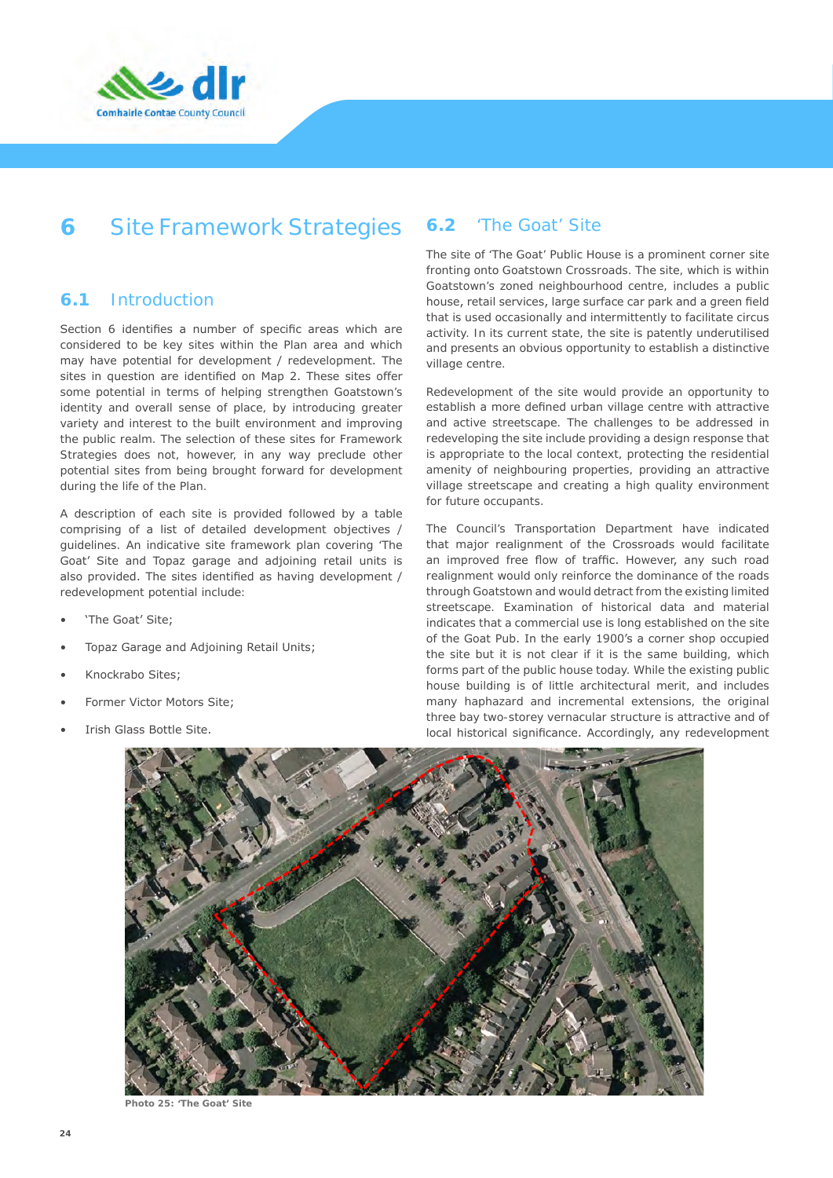# 6 Site Framework Strategies

## 6.1 Introduction

Section 6 identifies a number of specific areas which are considered to be key sites within the Plan area and which may have potential for development / redevelopment. The sites in question are identified on Map 2. These sites offer some potential in terms of helping strengthen Goatstown's identity and overall sense of place, by introducing greater variety and interest to the built environment and improving the public realm. The selection of these sites for Framework Strategies does not, however, in any way preclude other potential sites from being brought forward for development during the life of the Plan.

A description of each site is provided followed by a table comprising of a list of detailed development objectives / guidelines. An indicative site framework plan covering 'The Goat' Site and Topaz garage and adjoining retail units is also provided. The sites identified as having development / redevelopment potential include:

- 'The Goat' Site;
- Topaz Garage and Adjoining Retail Units;
- Knockrabo Sites;
- Former Victor Motors Site;
- Irish Glass Bottle Site.

## 6.2 'The Goat' Site

The site of 'The Goat' Public House is a prominent corner site fronting onto Goatstown Crossroads. The site, which is within Goatstown's zoned neighbourhood centre, includes a public house, retail services, large surface car park and a green field that is used occasionally and intermittently to facilitate circus activity. In its current state, the site is patently underutilised and presents an obvious opportunity to establish a distinctive village centre.

Redevelopment of the site would provide an opportunity to establish a more defined urban village centre with attractive and active streetscape. The challenges to be addressed in redeveloping the site include providing a design response that is appropriate to the local context, protecting the residential amenity of neighbouring properties, providing an attractive village streetscape and creating a high quality environment for future occupants.

The Council's Transportation Department have indicated that major realignment of the Crossroads would facilitate an improved free flow of traffic. However, any such road realignment would only reinforce the dominance of the roads through Goatstown and would detract from the existing limited streetscape. Examination of historical data and material indicates that a commercial use is long established on the site of the Goat Pub. In the early 1900's a corner shop occupied the site but it is not clear if it is the same building, which forms part of the public house today. While the existing public house building is of little architectural merit, and includes many haphazard and incremental extensions, the original three bay two-storey vernacular structure is attractive and of local historical significance. Accordingly, any redevelopment

Photo 25: 'The Goat' Site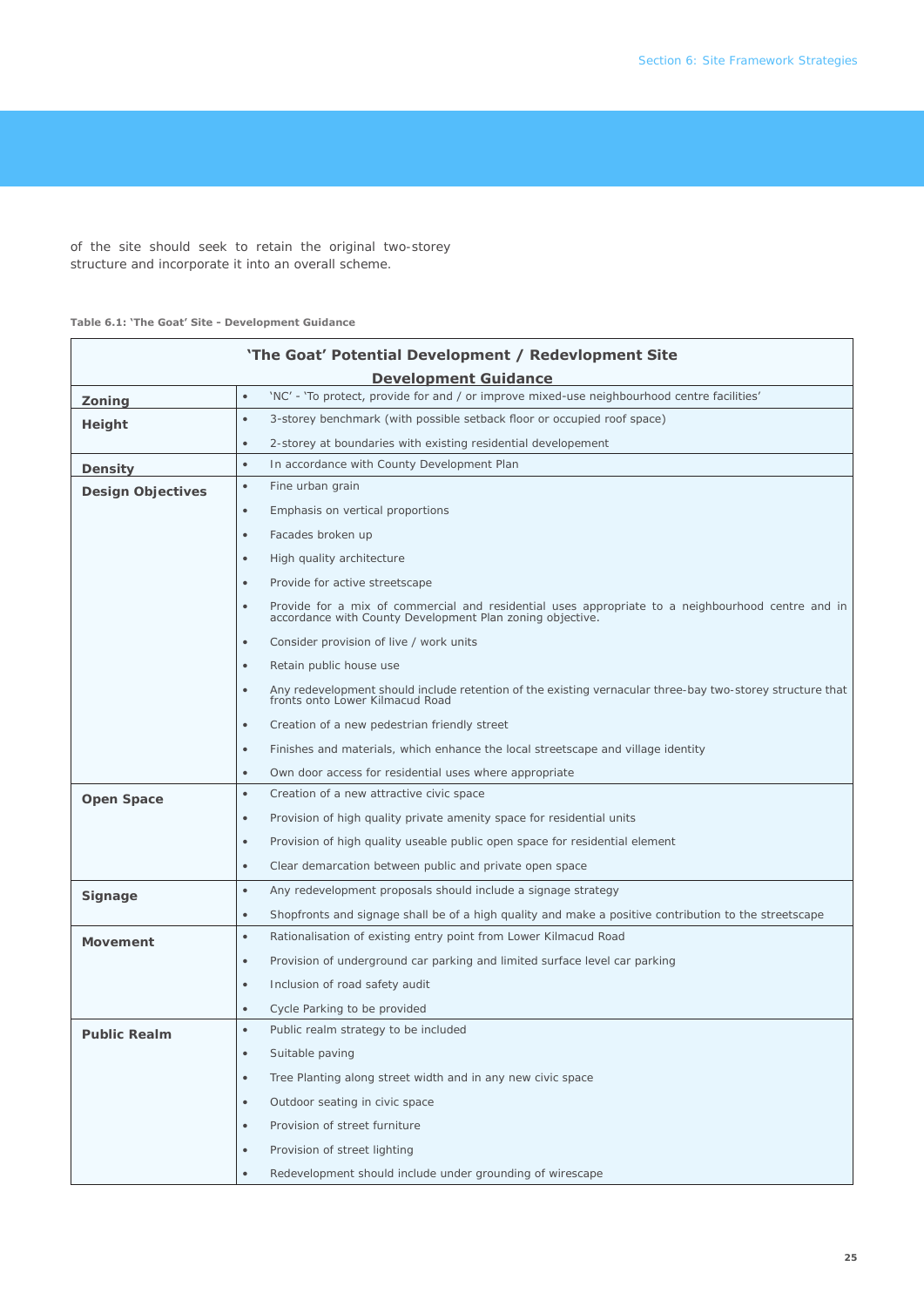of the site should seek to retain the original two-storey structure and incorporate it into an overall scheme.

**Table 6.1: 'The Goat' Site - Development Guidance**

| 'The Goat' Potential Development / Redevlopment Site Development Guidance | |
|---|---|
| **Zoning** | • 'NC' - 'To protect, provide for and / or improve mixed-use neighbourhood centre facilities' |
| **Height** | • 3-storey benchmark (with possible setback floor or occupied roof space)<br>• 2-storey at boundaries with existing residential developement |
| **Density** | • In accordance with County Development Plan |
| **Design Objectives** | • Fine urban grain<br>• Emphasis on vertical proportions<br>• Facades broken up<br>• High quality architecture<br>• Provide for active streetscape<br>• Provide for a mix of commercial and residential uses appropriate to a neighbourhood centre and in accordance with County Development Plan zoning objective.<br>• Consider provision of live / work units<br>• Retain public house use<br>• Any redevelopment should include retention of the existing vernacular three-bay two-storey structure that fronts onto Lower Kilmacud Road<br>• Creation of a new pedestrian friendly street<br>• Finishes and materials, which enhance the local streetscape and village identity<br>• Own door access for residential uses where appropriate |
| **Open Space** | • Creation of a new attractive civic space<br>• Provision of high quality private amenity space for residential units<br>• Provision of high quality useable public open space for residential element<br>• Clear demarcation between public and private open space |
| **Signage** | • Any redevelopment proposals should include a signage strategy<br>• Shopfronts and signage shall be of a high quality and make a positive contribution to the streetscape |
| **Movement** | • Rationalisation of existing entry point from Lower Kilmacud Road<br>• Provision of underground car parking and limited surface level car parking<br>• Inclusion of road safety audit<br>• Cycle Parking to be provided |
| **Public Realm** | • Public realm strategy to be included<br>• Suitable paving<br>• Tree Planting along street width and in any new civic space<br>• Outdoor seating in civic space<br>• Provision of street furniture<br>• Provision of street lighting<br>• Redevelopment should include under grounding of wirescape |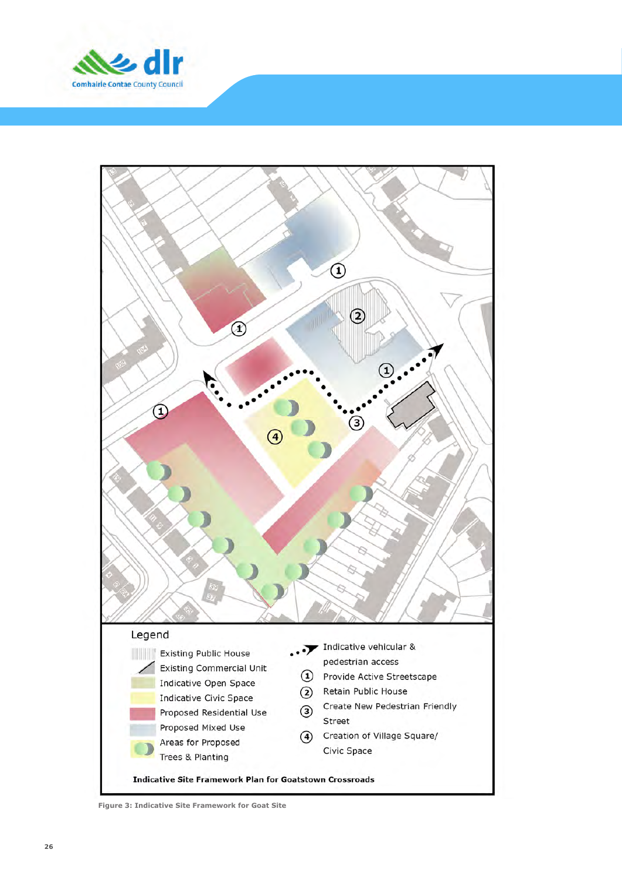Legend

- Existing Public House
- Existing Commercial Unit
- Indicative Open Space
- Indicative Civic Space
- Proposed Residential Use
- Proposed Mixed Use
- Areas for Proposed Trees & Planting
- Indicative vehicular & pedestrian access
- ① Provide Active Streetscape
- ② Retain Public House
- ③ Create New Pedestrian Friendly Street
- ④ Creation of Village Square/ Civic Space

**Indicative Site Framework Plan for Goatstown Crossroads**

**Figure 3: Indicative Site Framework for Goat Site**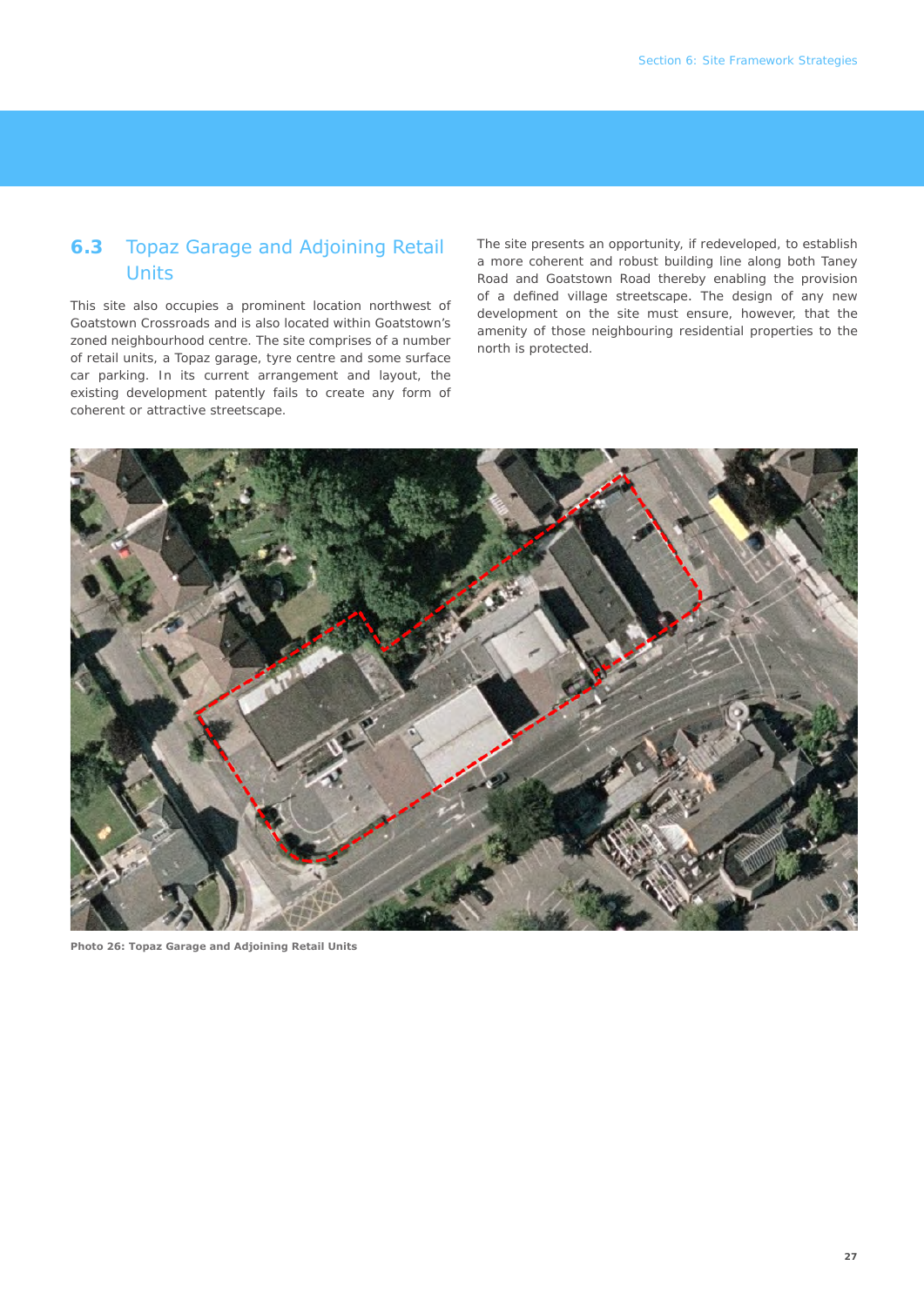## 6.3 Topaz Garage and Adjoining Retail Units

This site also occupies a prominent location northwest of Goatstown Crossroads and is also located within Goatstown's zoned neighbourhood centre. The site comprises of a number of retail units, a Topaz garage, tyre centre and some surface car parking. In its current arrangement and layout, the existing development patently fails to create any form of coherent or attractive streetscape.

The site presents an opportunity, if redeveloped, to establish a more coherent and robust building line along both Taney Road and Goatstown Road thereby enabling the provision of a defined village streetscape. The design of any new development on the site must ensure, however, that the amenity of those neighbouring residential properties to the north is protected.

**Photo 26: Topaz Garage and Adjoining Retail Units**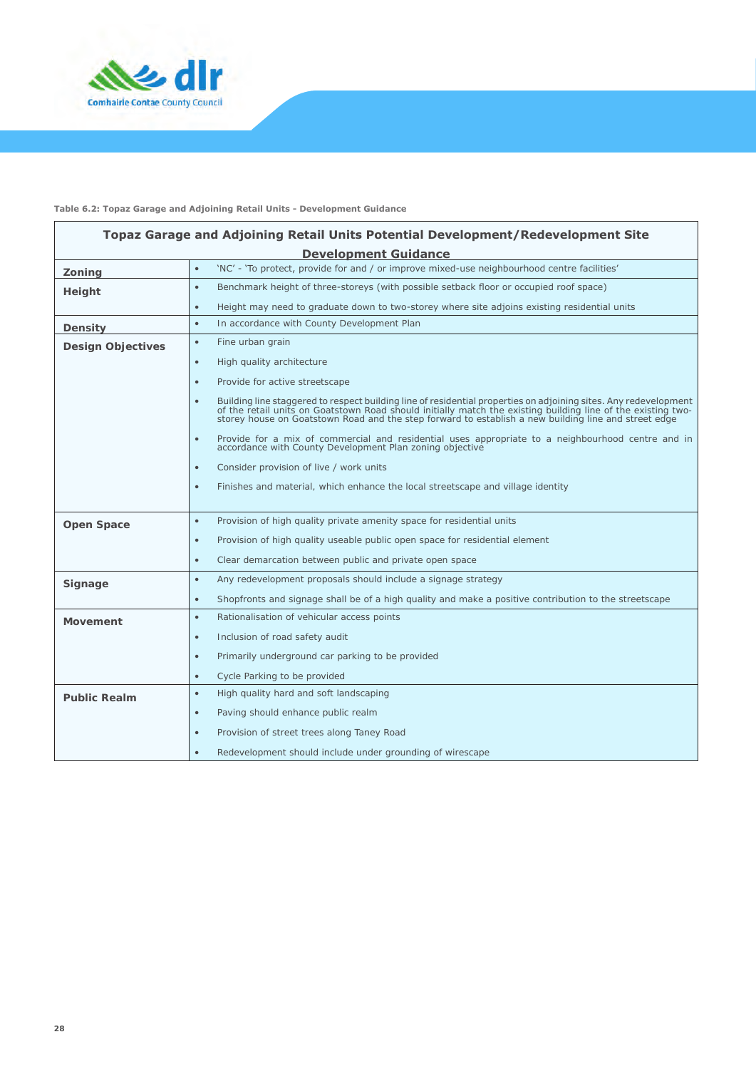**Table 6.2: Topaz Garage and Adjoining Retail Units - Development Guidance**

| Topaz Garage and Adjoining Retail Units Potential Development/Redevelopment Site Development Guidance | |
|---|---|
| **Zoning** | • 'NC' - 'To protect, provide for and / or improve mixed-use neighbourhood centre facilities' |
| **Height** | • Benchmark height of three-storeys (with possible setback floor or occupied roof space)<br>• Height may need to graduate down to two-storey where site adjoins existing residential units |
| **Density** | • In accordance with County Development Plan |
| **Design Objectives** | • Fine urban grain<br>• High quality architecture<br>• Provide for active streetscape<br>• Building line staggered to respect building line of residential properties on adjoining sites. Any redevelopment of the retail units on Goatstown Road should initially match the existing building line of the existing two-storey house on Goatstown Road and the step forward to establish a new building line and street edge<br>• Provide for a mix of commercial and residential uses appropriate to a neighbourhood centre and in accordance with County Development Plan zoning objective<br>• Consider provision of live / work units<br>• Finishes and material, which enhance the local streetscape and village identity |
| **Open Space** | • Provision of high quality private amenity space for residential units<br>• Provision of high quality useable public open space for residential element<br>• Clear demarcation between public and private open space |
| **Signage** | • Any redevelopment proposals should include a signage strategy<br>• Shopfronts and signage shall be of a high quality and make a positive contribution to the streetscape |
| **Movement** | • Rationalisation of vehicular access points<br>• Inclusion of road safety audit<br>• Primarily underground car parking to be provided<br>• Cycle Parking to be provided |
| **Public Realm** | • High quality hard and soft landscaping<br>• Paving should enhance public realm<br>• Provision of street trees along Taney Road<br>• Redevelopment should include under grounding of wirescape |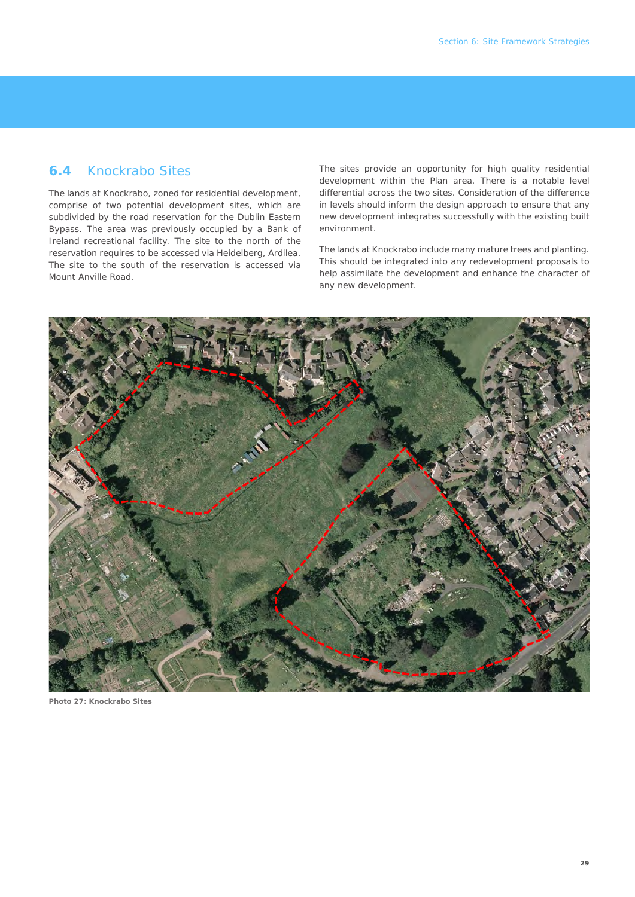## 6.4 Knockrabo Sites

The lands at Knockrabo, zoned for residential development, comprise of two potential development sites, which are subdivided by the road reservation for the Dublin Eastern Bypass. The area was previously occupied by a Bank of Ireland recreational facility. The site to the north of the reservation requires to be accessed via Heidelberg, Ardilea. The site to the south of the reservation is accessed via Mount Anville Road.

The sites provide an opportunity for high quality residential development within the Plan area. There is a notable level differential across the two sites. Consideration of the difference in levels should inform the design approach to ensure that any new development integrates successfully with the existing built environment.

The lands at Knockrabo include many mature trees and planting. This should be integrated into any redevelopment proposals to help assimilate the development and enhance the character of any new development.

**Photo 27: Knockrabo Sites**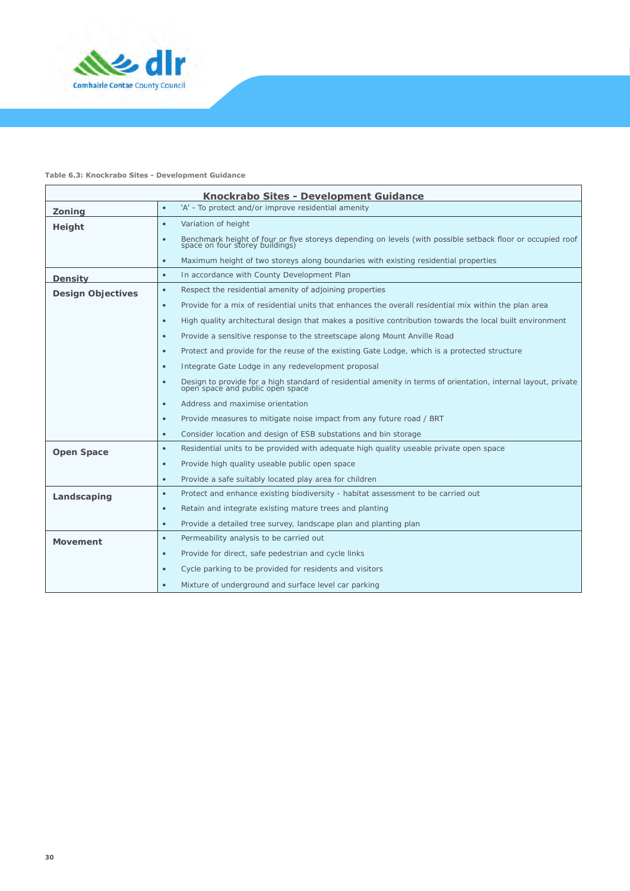**Table 6.3: Knockrabo Sites - Development Guidance**

| Knockrabo Sites - Development Guidance | |
|---|---|
| **Zoning** | • 'A' - To protect and/or improve residential amenity |
| **Height** | • Variation of height<br>• Benchmark height of four or five storeys depending on levels (with possible setback floor or occupied roof space on four storey buildings)<br>• Maximum height of two storeys along boundaries with existing residential properties |
| **Density** | • In accordance with County Development Plan |
| **Design Objectives** | • Respect the residential amenity of adjoining properties<br>• Provide for a mix of residential units that enhances the overall residential mix within the plan area<br>• High quality architectural design that makes a positive contribution towards the local built environment<br>• Provide a sensitive response to the streetscape along Mount Anville Road<br>• Protect and provide for the reuse of the existing Gate Lodge, which is a protected structure<br>• Integrate Gate Lodge in any redevelopment proposal<br>• Design to provide for a high standard of residential amenity in terms of orientation, internal layout, private open space and public open space<br>• Address and maximise orientation<br>• Provide measures to mitigate noise impact from any future road / BRT<br>• Consider location and design of ESB substations and bin storage |
| **Open Space** | • Residential units to be provided with adequate high quality useable private open space<br>• Provide high quality useable public open space<br>• Provide a safe suitably located play area for children |
| **Landscaping** | • Protect and enhance existing biodiversity - habitat assessment to be carried out<br>• Retain and integrate existing mature trees and planting<br>• Provide a detailed tree survey, landscape plan and planting plan |
| **Movement** | • Permeability analysis to be carried out<br>• Provide for direct, safe pedestrian and cycle links<br>• Cycle parking to be provided for residents and visitors<br>• Mixture of underground and surface level car parking |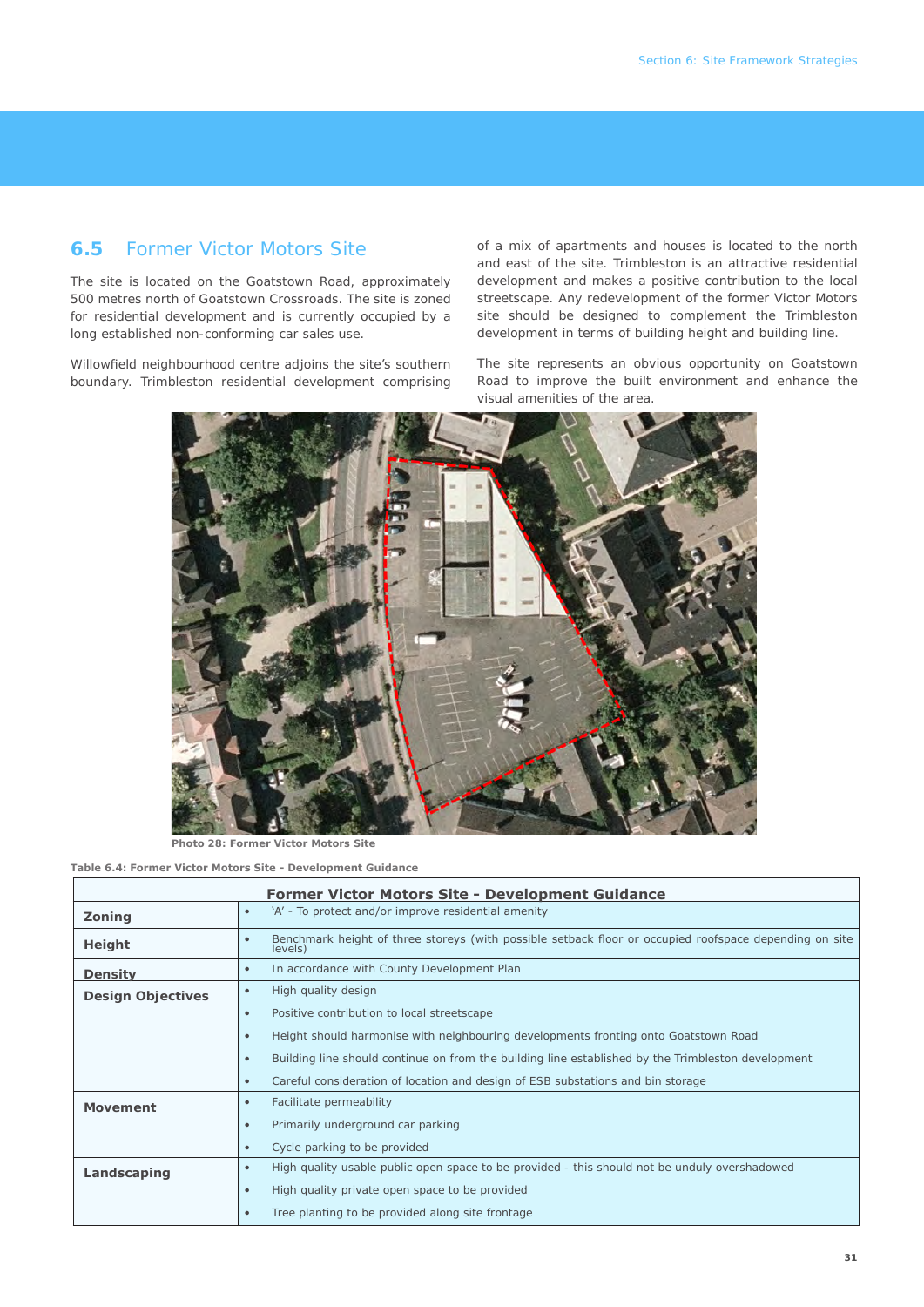## 6.5 Former Victor Motors Site

The site is located on the Goatstown Road, approximately 500 metres north of Goatstown Crossroads. The site is zoned for residential development and is currently occupied by a long established non-conforming car sales use.

Willowfield neighbourhood centre adjoins the site's southern boundary. Trimbleston residential development comprising of a mix of apartments and houses is located to the north and east of the site. Trimbleston is an attractive residential development and makes a positive contribution to the local streetscape. Any redevelopment of the former Victor Motors site should be designed to complement the Trimbleston development in terms of building height and building line.

The site represents an obvious opportunity on Goatstown Road to improve the built environment and enhance the visual amenities of the area.

Photo 28: Former Victor Motors Site

Table 6.4: Former Victor Motors Site - Development Guidance

| Former Victor Motors Site - Development Guidance | |
|---|---|
| **Zoning** | • 'A' - To protect and/or improve residential amenity |
| **Height** | • Benchmark height of three storeys (with possible setback floor or occupied roofspace depending on site levels) |
| **Density** | • In accordance with County Development Plan |
| **Design Objectives** | • High quality design<br>• Positive contribution to local streetscape<br>• Height should harmonise with neighbouring developments fronting onto Goatstown Road<br>• Building line should continue on from the building line established by the Trimbleston development<br>• Careful consideration of location and design of ESB substations and bin storage |
| **Movement** | • Facilitate permeability<br>• Primarily underground car parking<br>• Cycle parking to be provided |
| **Landscaping** | • High quality usable public open space to be provided - this should not be unduly overshadowed<br>• High quality private open space to be provided<br>• Tree planting to be provided along site frontage |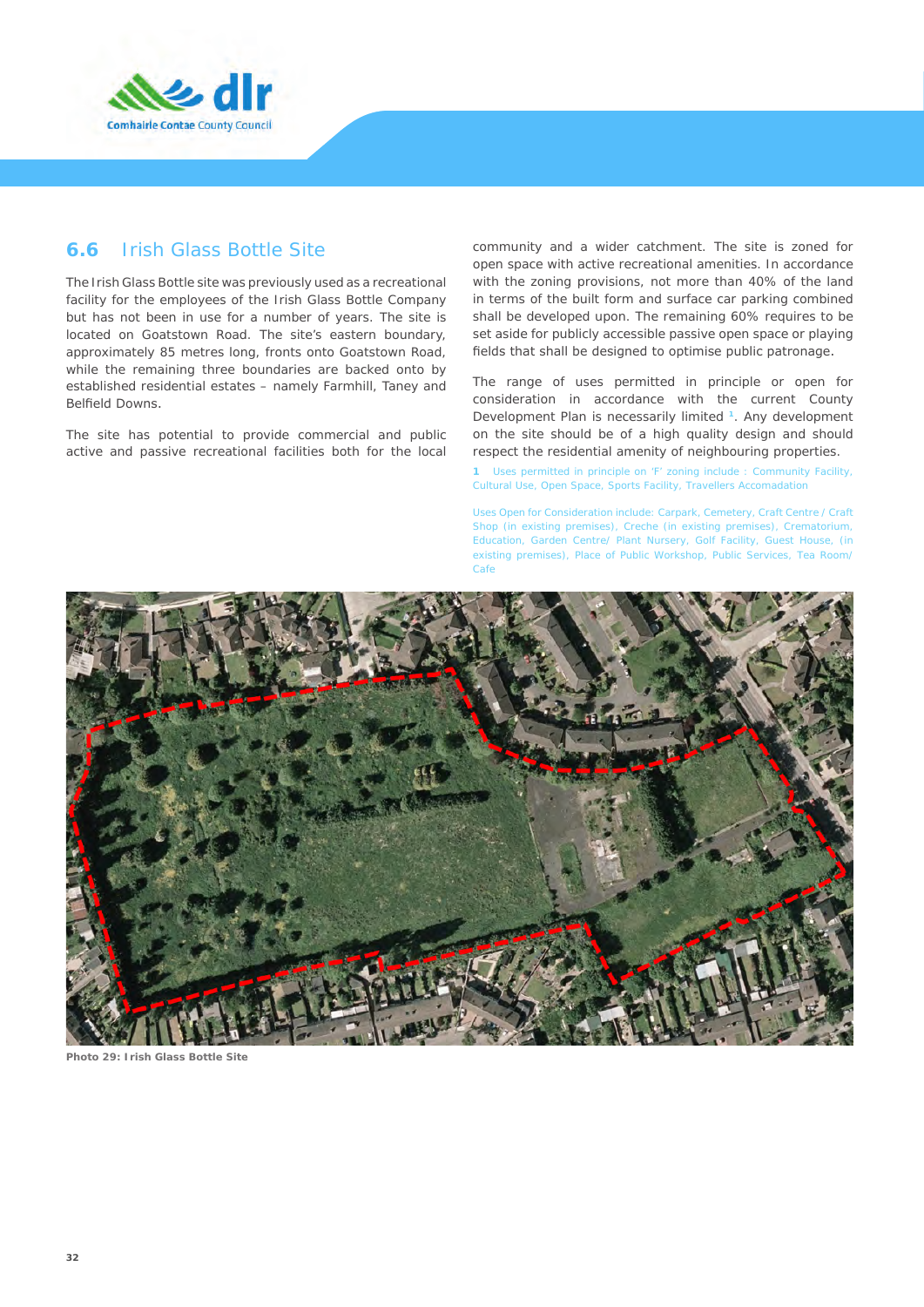## 6.6 Irish Glass Bottle Site

The Irish Glass Bottle site was previously used as a recreational facility for the employees of the Irish Glass Bottle Company but has not been in use for a number of years. The site is located on Goatstown Road. The site's eastern boundary, approximately 85 metres long, fronts onto Goatstown Road, while the remaining three boundaries are backed onto by established residential estates – namely Farmhill, Taney and Belfield Downs.

The site has potential to provide commercial and public active and passive recreational facilities both for the local community and a wider catchment. The site is zoned for open space with active recreational amenities. In accordance with the zoning provisions, not more than 40% of the land in terms of the built form and surface car parking combined shall be developed upon. The remaining 60% requires to be set aside for publicly accessible passive open space or playing fields that shall be designed to optimise public patronage.

The range of uses permitted in principle or open for consideration in accordance with the current County Development Plan is necessarily limited [1]. Any development on the site should be of a high quality design and should respect the residential amenity of neighbouring properties.

1 Uses permitted in principle on 'F' zoning include : Community Facility, Cultural Use, Open Space, Sports Facility, Travellers Accomadation

Uses Open for Consideration include: Carpark, Cemetery, Craft Centre / Craft Shop (in existing premises), Creche (in existing premises), Crematorium, Education, Garden Centre/ Plant Nursery, Golf Facility, Guest House, (in existing premises), Place of Public Workshop, Public Services, Tea Room/ Cafe

**Photo 29: Irish Glass Bottle Site**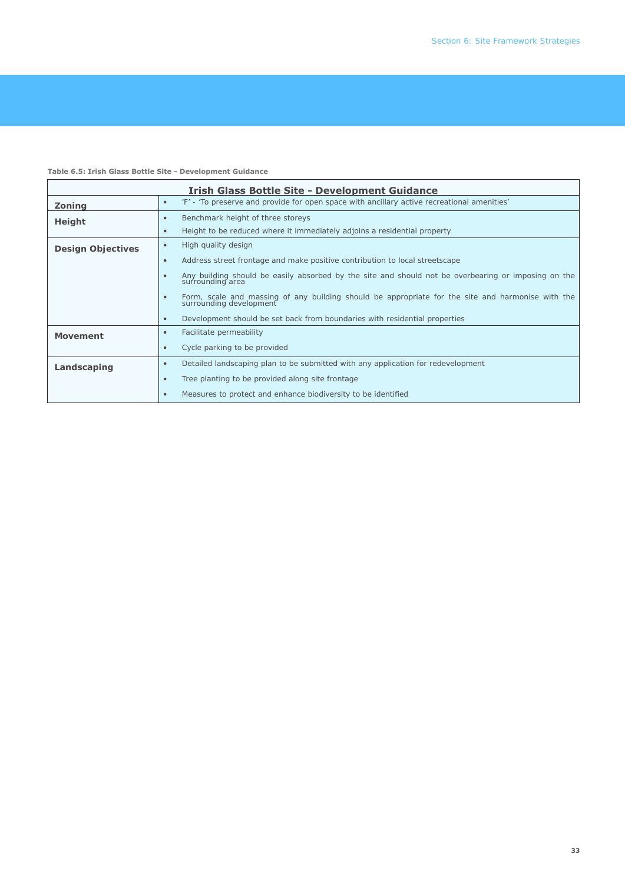**Table 6.5: Irish Glass Bottle Site - Development Guidance**

| Irish Glass Bottle Site - Development Guidance | |
|---|---|
| **Zoning** | • 'F' - 'To preserve and provide for open space with ancillary active recreational amenities' |
| **Height** | • Benchmark height of three storeys<br>• Height to be reduced where it immediately adjoins a residential property |
| **Design Objectives** | • High quality design<br>• Address street frontage and make positive contribution to local streetscape<br>• Any building should be easily absorbed by the site and should not be overbearing or imposing on the surrounding area<br>• Form, scale and massing of any building should be appropriate for the site and harmonise with the surrounding development<br>• Development should be set back from boundaries with residential properties |
| **Movement** | • Facilitate permeability<br>• Cycle parking to be provided |
| **Landscaping** | • Detailed landscaping plan to be submitted with any application for redevelopment<br>• Tree planting to be provided along site frontage<br>• Measures to protect and enhance biodiversity to be identified |